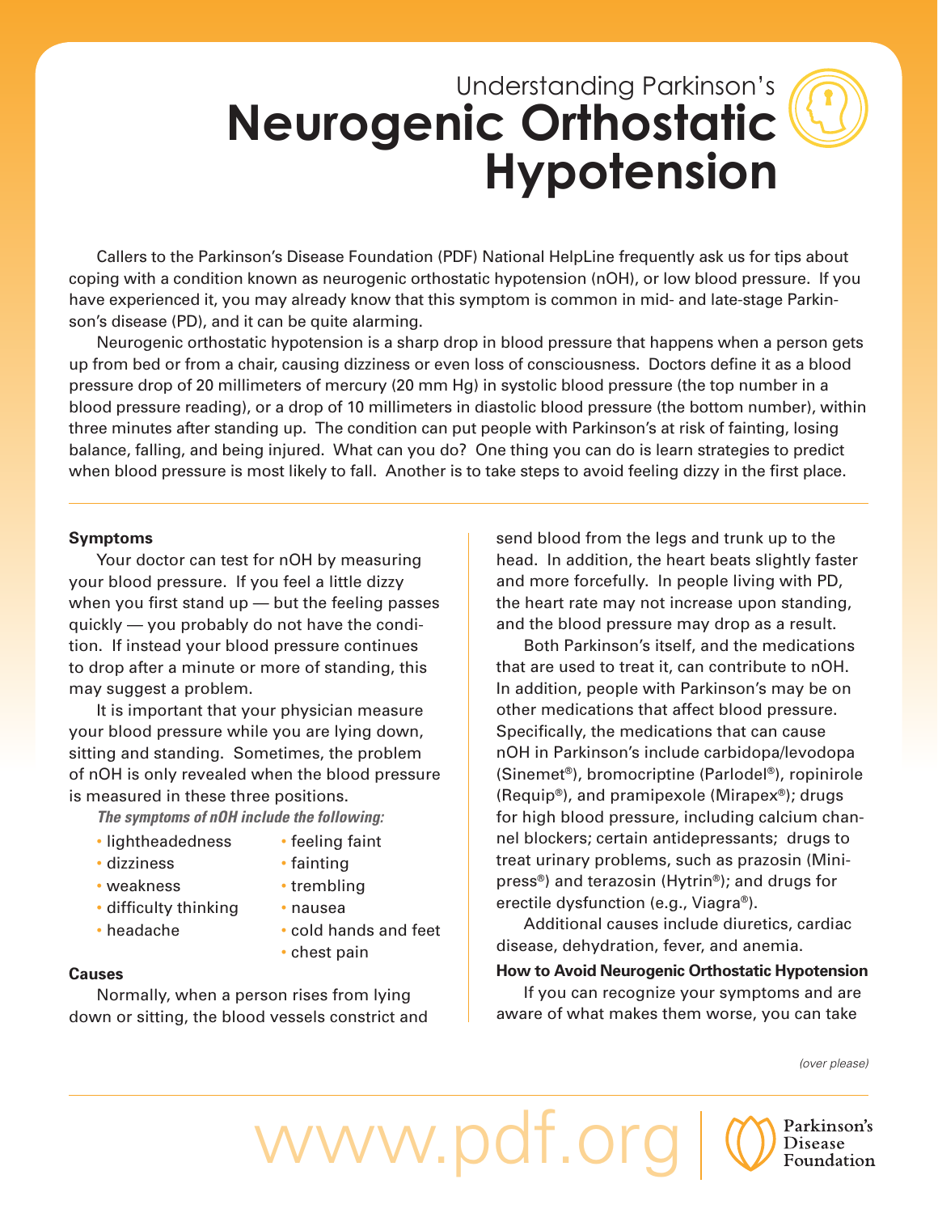Understanding Parkinson's

# Neurogenic Orthostatic Hypotension

Callers to the Parkinson's Disease Foundation (PDF) National HelpLine frequently ask us for tips about coping with a condition known as neurogenic orthostatic hypotension (nOH), or low blood pressure. If you have experienced it, you may already know that this symptom is common in mid- and late-stage Parkinson's disease (PD), and it can be quite alarming.

Neurogenic orthostatic hypotension is a sharp drop in blood pressure that happens when a person gets up from bed or from a chair, causing dizziness or even loss of consciousness. Doctors define it as a blood pressure drop of 20 millimeters of mercury (20 mm Hg) in systolic blood pressure (the top number in a blood pressure reading), or a drop of 10 millimeters in diastolic blood pressure (the bottom number), within three minutes after standing up. The condition can put people with Parkinson's at risk of fainting, losing balance, falling, and being injured. What can you do? One thing you can do is learn strategies to predict when blood pressure is most likely to fall. Another is to take steps to avoid feeling dizzy in the first place.

**Symptoms**

Your doctor can test for nOH by measuring your blood pressure. If you feel a little dizzy when you first stand up — but the feeling passes quickly — you probably do not have the condition. If instead your blood pressure continues to drop after a minute or more of standing, this may suggest a problem.

It is important that your physician measure your blood pressure while you are lying down, sitting and standing. Sometimes, the problem of nOH is only revealed when the blood pressure is measured in these three positions.

***The symptoms of nOH include the following:***

- lightheadedness
- dizziness
- weakness
- difficulty thinking
- headache
- feeling faint
- fainting
- trembling
- nausea
- cold hands and feet
- chest pain

**Causes**

Normally, when a person rises from lying down or sitting, the blood vessels constrict and send blood from the legs and trunk up to the head. In addition, the heart beats slightly faster and more forcefully. In people living with PD, the heart rate may not increase upon standing, and the blood pressure may drop as a result.

Both Parkinson's itself, and the medications that are used to treat it, can contribute to nOH. In addition, people with Parkinson's may be on other medications that affect blood pressure. Specifically, the medications that can cause nOH in Parkinson's include carbidopa/levodopa (Sinemet®), bromocriptine (Parlodel®), ropinirole (Requip®), and pramipexole (Mirapex®); drugs for high blood pressure, including calcium channel blockers; certain antidepressants; drugs to treat urinary problems, such as prazosin (Minipress®) and terazosin (Hytrin®); and drugs for erectile dysfunction (e.g., Viagra®).

Additional causes include diuretics, cardiac disease, dehydration, fever, and anemia.

**How to Avoid Neurogenic Orthostatic Hypotension**

If you can recognize your symptoms and are aware of what makes them worse, you can take

*(over please)*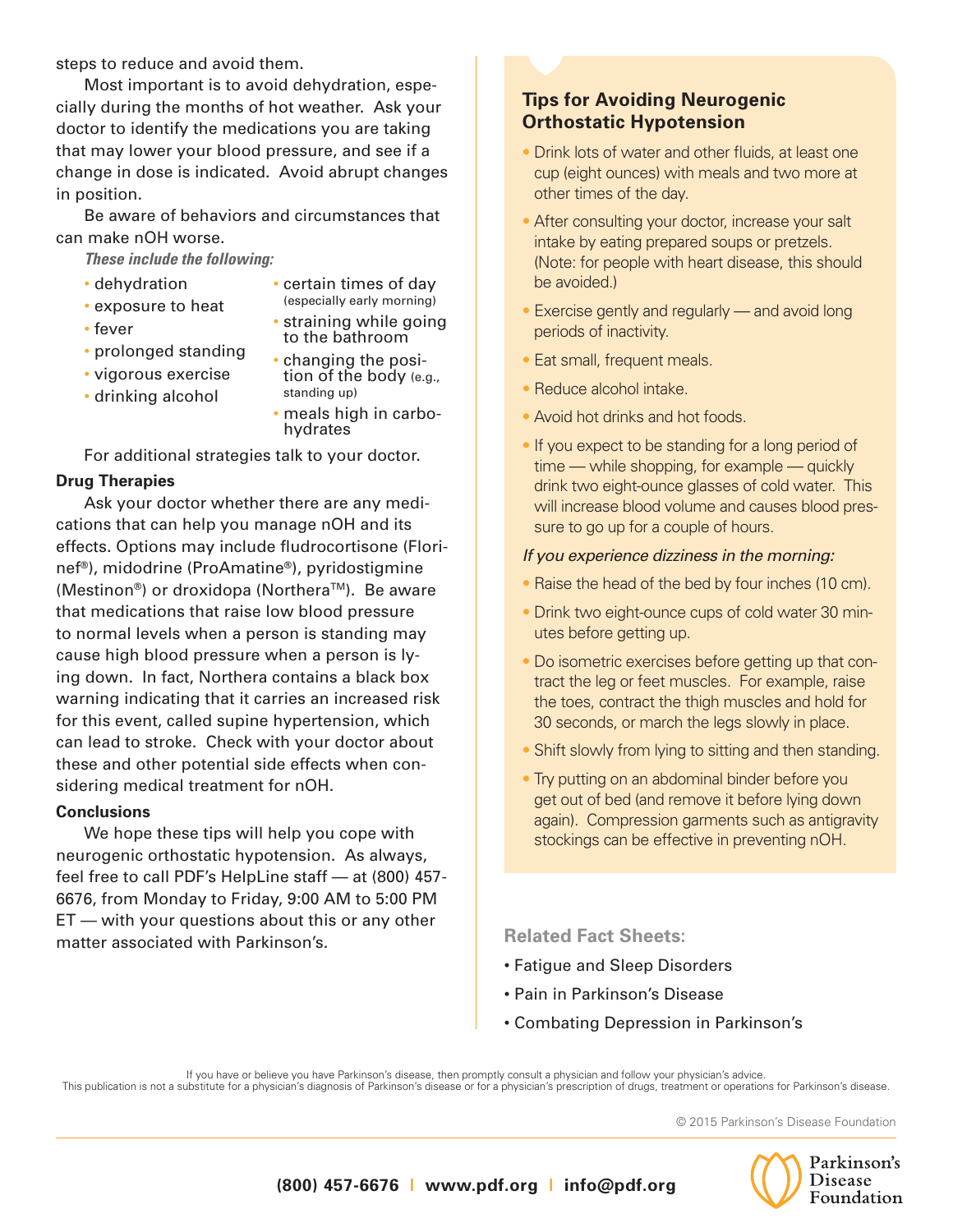steps to reduce and avoid them.

Most important is to avoid dehydration, especially during the months of hot weather. Ask your doctor to identify the medications you are taking that may lower your blood pressure, and see if a change in dose is indicated. Avoid abrupt changes in position.

Be aware of behaviors and circumstances that can make nOH worse.

***These include the following:***

- dehydration
- exposure to heat
- fever
- prolonged standing
- vigorous exercise
- drinking alcohol
- certain times of day (especially early morning)
- straining while going to the bathroom
- changing the position of the body (e.g., standing up)
- meals high in carbohydrates

For additional strategies talk to your doctor.

**Drug Therapies**

Ask your doctor whether there are any medications that can help you manage nOH and its effects. Options may include fludrocortisone (Florinef®), midodrine (ProAmatine®), pyridostigmine (Mestinon®) or droxidopa (Northera™). Be aware that medications that raise low blood pressure to normal levels when a person is standing may cause high blood pressure when a person is lying down. In fact, Northera contains a black box warning indicating that it carries an increased risk for this event, called supine hypertension, which can lead to stroke. Check with your doctor about these and other potential side effects when considering medical treatment for nOH.

**Conclusions**

We hope these tips will help you cope with neurogenic orthostatic hypotension. As always, feel free to call PDF's HelpLine staff — at (800) 457-6676, from Monday to Friday, 9:00 AM to 5:00 PM ET — with your questions about this or any other matter associated with Parkinson's.

## Tips for Avoiding Neurogenic Orthostatic Hypotension

- Drink lots of water and other fluids, at least one cup (eight ounces) with meals and two more at other times of the day.
- After consulting your doctor, increase your salt intake by eating prepared soups or pretzels. (Note: for people with heart disease, this should be avoided.)
- Exercise gently and regularly — and avoid long periods of inactivity.
- Eat small, frequent meals.
- Reduce alcohol intake.
- Avoid hot drinks and hot foods.
- If you expect to be standing for a long period of time — while shopping, for example — quickly drink two eight-ounce glasses of cold water. This will increase blood volume and causes blood pressure to go up for a couple of hours.

*If you experience dizziness in the morning:*

- Raise the head of the bed by four inches (10 cm).
- Drink two eight-ounce cups of cold water 30 minutes before getting up.
- Do isometric exercises before getting up that contract the leg or feet muscles. For example, raise the toes, contract the thigh muscles and hold for 30 seconds, or march the legs slowly in place.
- Shift slowly from lying to sitting and then standing.
- Try putting on an abdominal binder before you get out of bed (and remove it before lying down again). Compression garments such as antigravity stockings can be effective in preventing nOH.

**Related Fact Sheets:**

- Fatigue and Sleep Disorders
- Pain in Parkinson's Disease
- Combating Depression in Parkinson's

If you have or believe you have Parkinson's disease, then promptly consult a physician and follow your physician's advice.
This publication is not a substitute for a physician's diagnosis of Parkinson's disease or for a physician's prescription of drugs, treatment or operations for Parkinson's disease.

© 2015 Parkinson's Disease Foundation

**(800) 457-6676 | www.pdf.org | info@pdf.org**

Parkinson's Disease Foundation